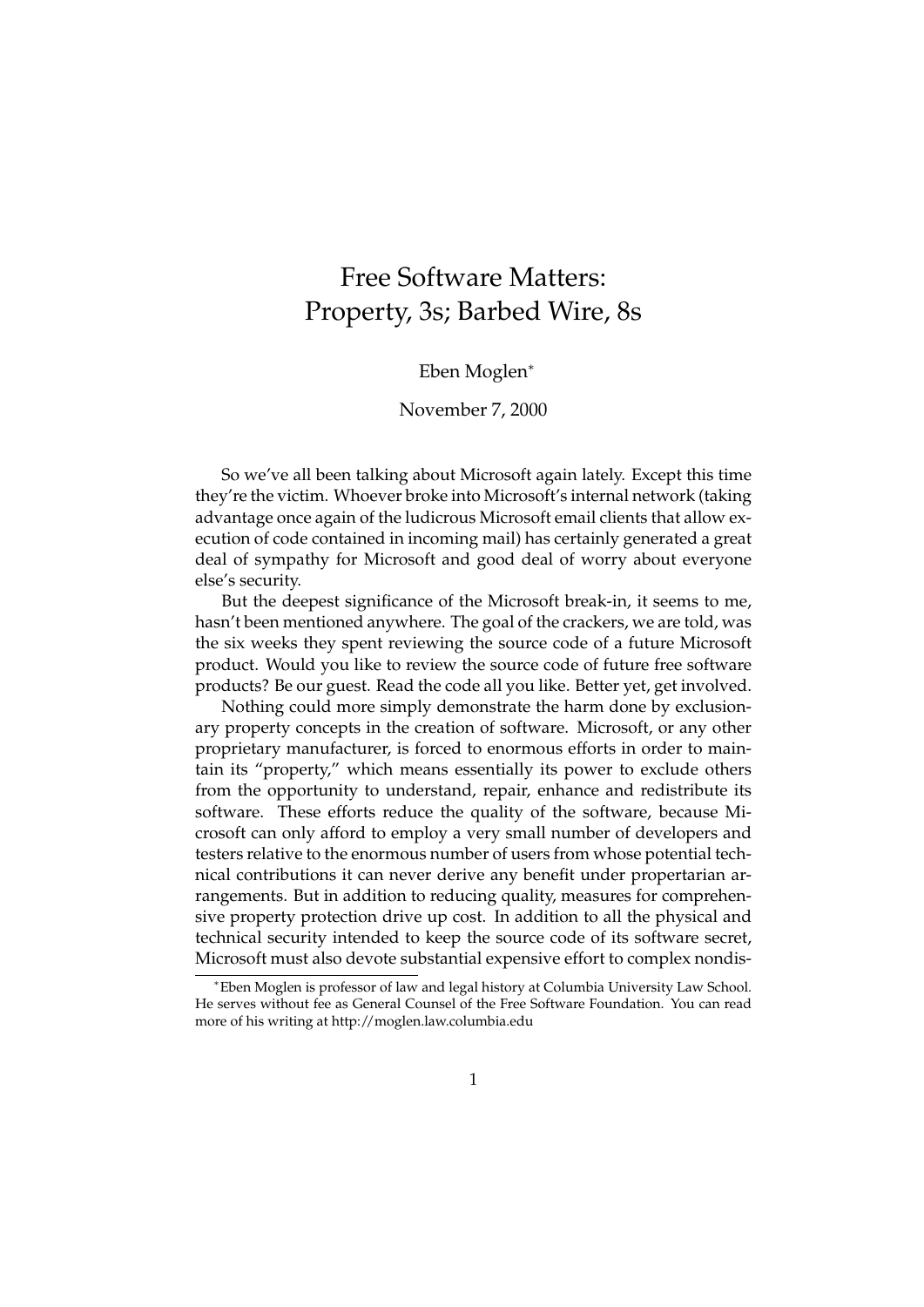# Free Software Matters: Property, 3s; Barbed Wire, 8s

Eben Moglen*

November 7, 2000

So we've all been talking about Microsoft again lately. Except this time they're the victim. Whoever broke into Microsoft's internal network (taking advantage once again of the ludicrous Microsoft email clients that allow execution of code contained in incoming mail) has certainly generated a great deal of sympathy for Microsoft and good deal of worry about everyone else's security.

But the deepest significance of the Microsoft break-in, it seems to me, hasn't been mentioned anywhere. The goal of the crackers, we are told, was the six weeks they spent reviewing the source code of a future Microsoft product. Would you like to review the source code of future free software products? Be our guest. Read the code all you like. Better yet, get involved.

Nothing could more simply demonstrate the harm done by exclusionary property concepts in the creation of software. Microsoft, or any other proprietary manufacturer, is forced to enormous efforts in order to maintain its "property," which means essentially its power to exclude others from the opportunity to understand, repair, enhance and redistribute its software. These efforts reduce the quality of the software, because Microsoft can only afford to employ a very small number of developers and testers relative to the enormous number of users from whose potential technical contributions it can never derive any benefit under propertarian arrangements. But in addition to reducing quality, measures for comprehensive property protection drive up cost. In addition to all the physical and technical security intended to keep the source code of its software secret, Microsoft must also devote substantial expensive effort to complex nondis-

---

*Eben Moglen is professor of law and legal history at Columbia University Law School. He serves without fee as General Counsel of the Free Software Foundation. You can read more of his writing at http://moglen.law.columbia.edu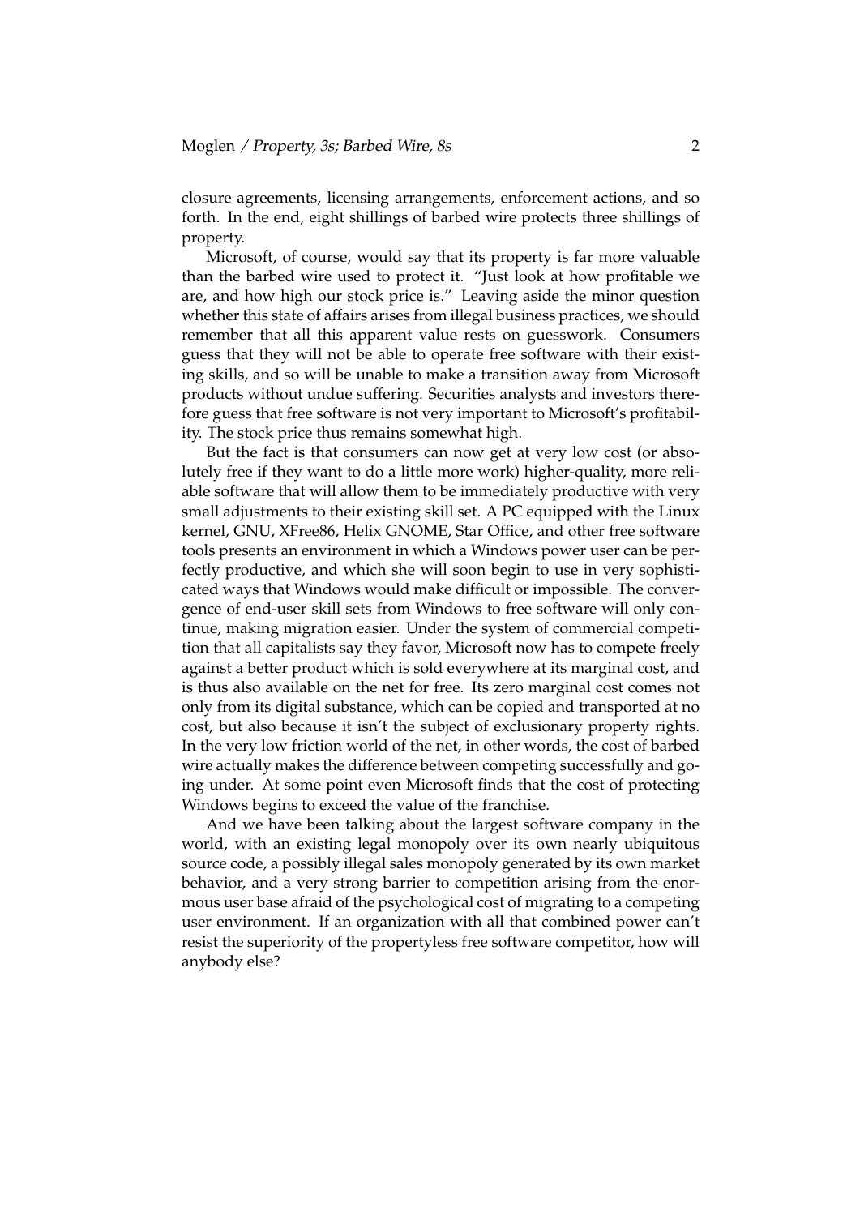closure agreements, licensing arrangements, enforcement actions, and so forth. In the end, eight shillings of barbed wire protects three shillings of property.

Microsoft, of course, would say that its property is far more valuable than the barbed wire used to protect it. "Just look at how profitable we are, and how high our stock price is." Leaving aside the minor question whether this state of affairs arises from illegal business practices, we should remember that all this apparent value rests on guesswork. Consumers guess that they will not be able to operate free software with their existing skills, and so will be unable to make a transition away from Microsoft products without undue suffering. Securities analysts and investors therefore guess that free software is not very important to Microsoft's profitability. The stock price thus remains somewhat high.

But the fact is that consumers can now get at very low cost (or absolutely free if they want to do a little more work) higher-quality, more reliable software that will allow them to be immediately productive with very small adjustments to their existing skill set. A PC equipped with the Linux kernel, GNU, XFree86, Helix GNOME, Star Office, and other free software tools presents an environment in which a Windows power user can be perfectly productive, and which she will soon begin to use in very sophisticated ways that Windows would make difficult or impossible. The convergence of end-user skill sets from Windows to free software will only continue, making migration easier. Under the system of commercial competition that all capitalists say they favor, Microsoft now has to compete freely against a better product which is sold everywhere at its marginal cost, and is thus also available on the net for free. Its zero marginal cost comes not only from its digital substance, which can be copied and transported at no cost, but also because it isn't the subject of exclusionary property rights. In the very low friction world of the net, in other words, the cost of barbed wire actually makes the difference between competing successfully and going under. At some point even Microsoft finds that the cost of protecting Windows begins to exceed the value of the franchise.

And we have been talking about the largest software company in the world, with an existing legal monopoly over its own nearly ubiquitous source code, a possibly illegal sales monopoly generated by its own market behavior, and a very strong barrier to competition arising from the enormous user base afraid of the psychological cost of migrating to a competing user environment. If an organization with all that combined power can't resist the superiority of the propertyless free software competitor, how will anybody else?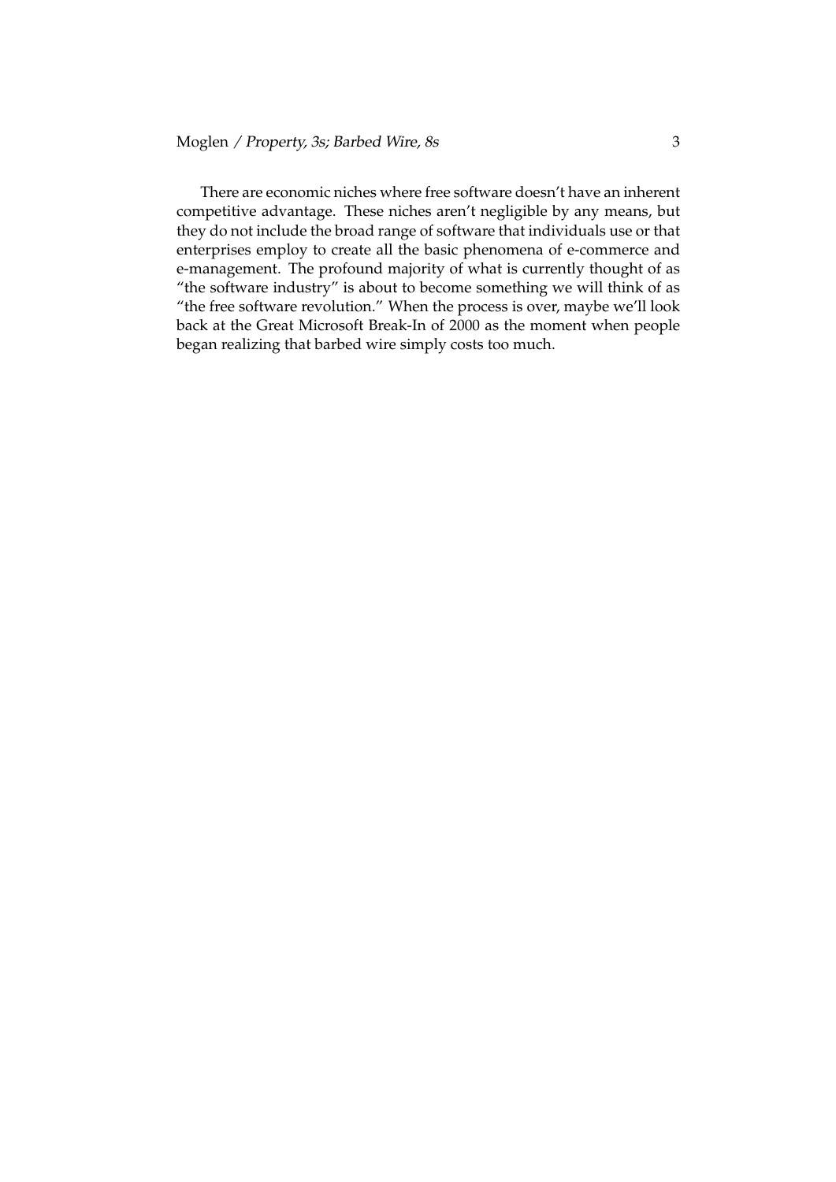There are economic niches where free software doesn't have an inherent competitive advantage. These niches aren't negligible by any means, but they do not include the broad range of software that individuals use or that enterprises employ to create all the basic phenomena of e-commerce and e-management. The profound majority of what is currently thought of as "the software industry" is about to become something we will think of as "the free software revolution." When the process is over, maybe we'll look back at the Great Microsoft Break-In of 2000 as the moment when people began realizing that barbed wire simply costs too much.